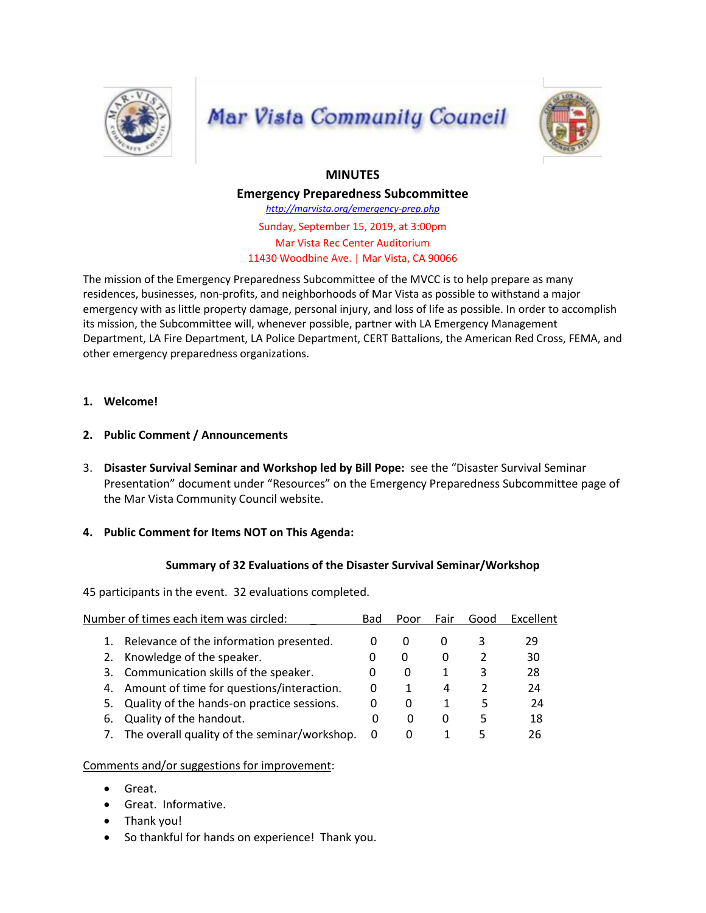# Mar Vista Community Council

## MINUTES

## Emergency Preparedness Subcommittee

http://marvista.org/emergency-prep.php

Sunday, September 15, 2019, at 3:00pm
Mar Vista Rec Center Auditorium
11430 Woodbine Ave. | Mar Vista, CA 90066

The mission of the Emergency Preparedness Subcommittee of the MVCC is to help prepare as many residences, businesses, non-profits, and neighborhoods of Mar Vista as possible to withstand a major emergency with as little property damage, personal injury, and loss of life as possible. In order to accomplish its mission, the Subcommittee will, whenever possible, partner with LA Emergency Management Department, LA Fire Department, LA Police Department, CERT Battalions, the American Red Cross, FEMA, and other emergency preparedness organizations.

1. **Welcome!**

2. **Public Comment / Announcements**

3. **Disaster Survival Seminar and Workshop led by Bill Pope:** see the "Disaster Survival Seminar Presentation" document under "Resources" on the Emergency Preparedness Subcommittee page of the Mar Vista Community Council website.

4. **Public Comment for Items NOT on This Agenda:**

### Summary of 32 Evaluations of the Disaster Survival Seminar/Workshop

45 participants in the event. 32 evaluations completed.

| Number of times each item was circled: | Bad | Poor | Fair | Good | Excellent |
|---|---|---|---|---|---|
| 1. Relevance of the information presented. | 0 | 0 | 0 | 3 | 29 |
| 2. Knowledge of the speaker. | 0 | 0 | 0 | 2 | 30 |
| 3. Communication skills of the speaker. | 0 | 0 | 1 | 3 | 28 |
| 4. Amount of time for questions/interaction. | 0 | 1 | 4 | 2 | 24 |
| 5. Quality of the hands-on practice sessions. | 0 | 0 | 1 | 5 | 24 |
| 6. Quality of the handout. | 0 | 0 | 0 | 5 | 18 |
| 7. The overall quality of the seminar/workshop. | 0 | 0 | 1 | 5 | 26 |

Comments and/or suggestions for improvement:

- Great.
- Great. Informative.
- Thank you!
- So thankful for hands on experience! Thank you.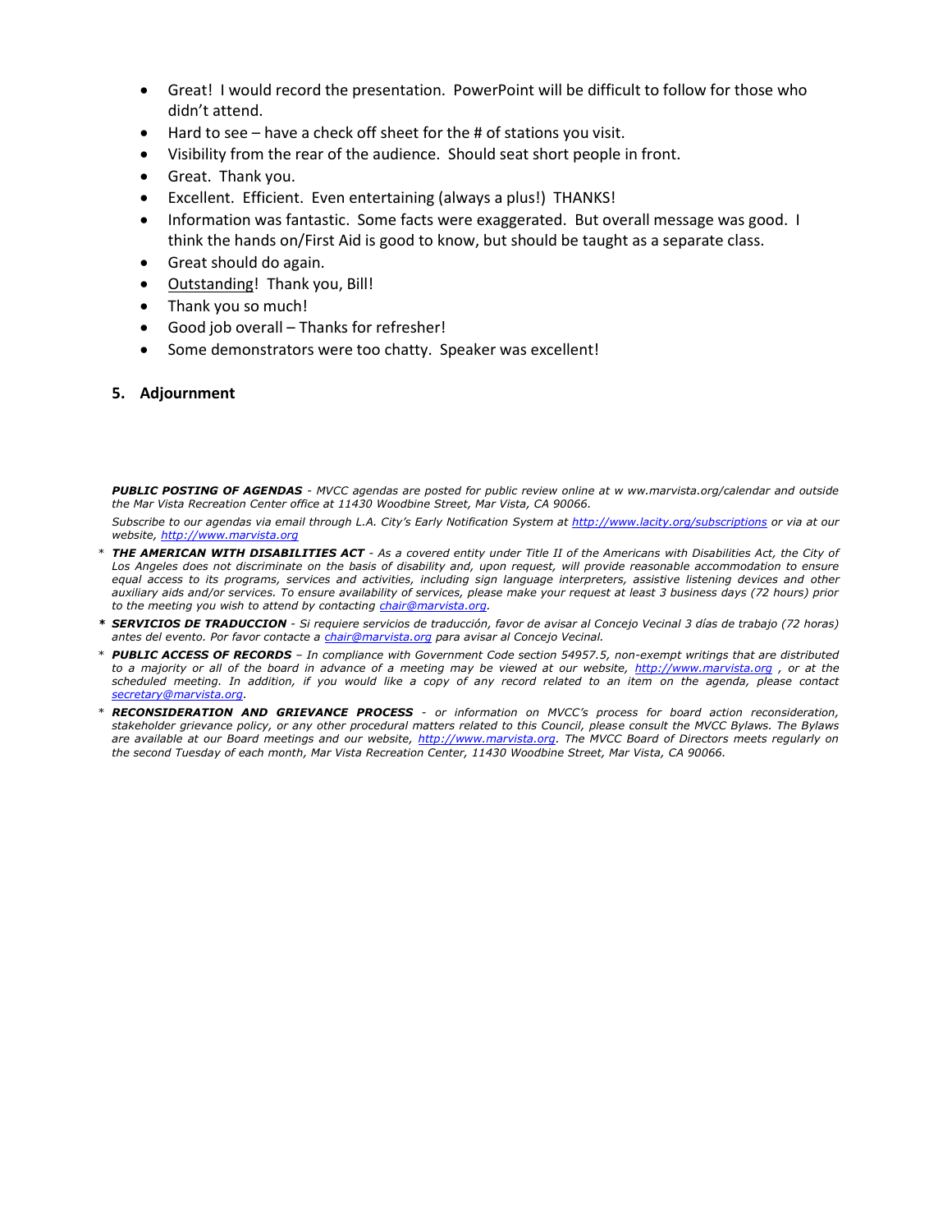- Great! I would record the presentation. PowerPoint will be difficult to follow for those who didn't attend.
- Hard to see – have a check off sheet for the # of stations you visit.
- Visibility from the rear of the audience. Should seat short people in front.
- Great. Thank you.
- Excellent. Efficient. Even entertaining (always a plus!) THANKS!
- Information was fantastic. Some facts were exaggerated. But overall message was good. I think the hands on/First Aid is good to know, but should be taught as a separate class.
- Great should do again.
- <u>Outstanding</u>! Thank you, Bill!
- Thank you so much!
- Good job overall – Thanks for refresher!
- Some demonstrators were too chatty. Speaker was excellent!

**5. Adjournment**

***PUBLIC POSTING OF AGENDAS*** *- MVCC agendas are posted for public review online at w ww.marvista.org/calendar and outside the Mar Vista Recreation Center office at 11430 Woodbine Street, Mar Vista, CA 90066.*

*Subscribe to our agendas via email through L.A. City's Early Notification System at [http://www.lacity.org/subscriptions](http://www.lacity.org/subscriptions) or via at our website, [http://www.marvista.org](http://www.marvista.org)*

\* ***THE AMERICAN WITH DISABILITIES ACT*** *- As a covered entity under Title II of the Americans with Disabilities Act, the City of Los Angeles does not discriminate on the basis of disability and, upon request, will provide reasonable accommodation to ensure equal access to its programs, services and activities, including sign language interpreters, assistive listening devices and other auxiliary aids and/or services. To ensure availability of services, please make your request at least 3 business days (72 hours) prior to the meeting you wish to attend by contacting [chair@marvista.org](mailto:chair@marvista.org).*

**\*** ***SERVICIOS DE TRADUCCION*** *- Si requiere servicios de traducción, favor de avisar al Concejo Vecinal 3 días de trabajo (72 horas) antes del evento. Por favor contacte a [chair@marvista.org](mailto:chair@marvista.org) para avisar al Concejo Vecinal.*

\* ***PUBLIC ACCESS OF RECORDS*** *– In compliance with Government Code section 54957.5, non-exempt writings that are distributed to a majority or all of the board in advance of a meeting may be viewed at our website, [http://www.marvista.org](http://www.marvista.org) , or at the scheduled meeting. In addition, if you would like a copy of any record related to an item on the agenda, please contact [secretary@marvista.org](mailto:secretary@marvista.org).*

\* ***RECONSIDERATION AND GRIEVANCE PROCESS*** *- or information on MVCC's process for board action reconsideration, stakeholder grievance policy, or any other procedural matters related to this Council, please consult the MVCC Bylaws. The Bylaws are available at our Board meetings and our website, [http://www.marvista.org](http://www.marvista.org). The MVCC Board of Directors meets regularly on the second Tuesday of each month, Mar Vista Recreation Center, 11430 Woodbine Street, Mar Vista, CA 90066.*